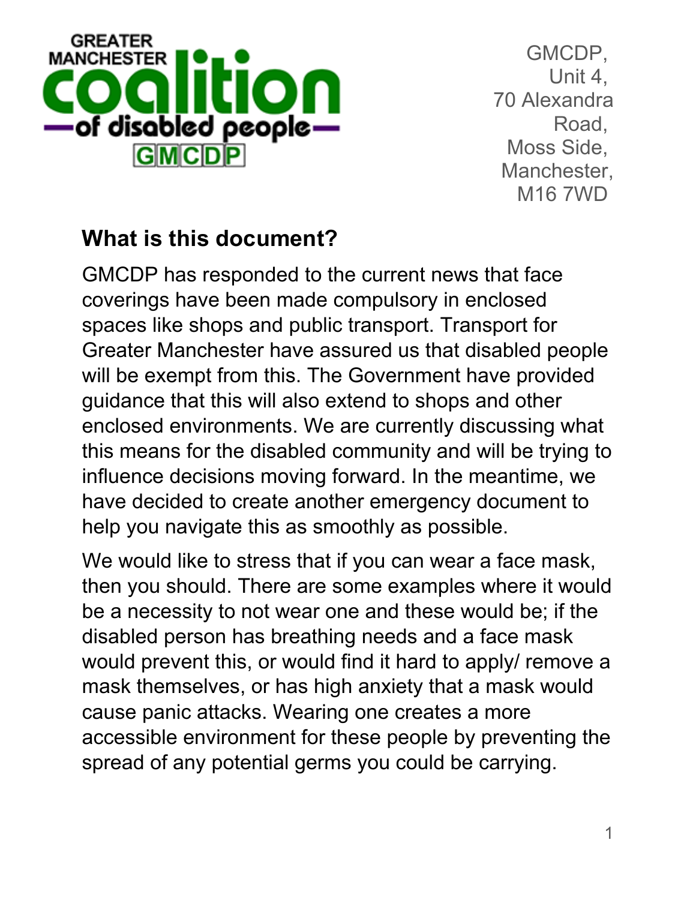GREATER MANCHESTER coalition of disabled people GMCDP

GMCDP,
Unit 4,
70 Alexandra Road,
Moss Side,
Manchester,
M16 7WD

## What is this document?

GMCDP has responded to the current news that face coverings have been made compulsory in enclosed spaces like shops and public transport. Transport for Greater Manchester have assured us that disabled people will be exempt from this. The Government have provided guidance that this will also extend to shops and other enclosed environments. We are currently discussing what this means for the disabled community and will be trying to influence decisions moving forward. In the meantime, we have decided to create another emergency document to help you navigate this as smoothly as possible.

We would like to stress that if you can wear a face mask, then you should. There are some examples where it would be a necessity to not wear one and these would be; if the disabled person has breathing needs and a face mask would prevent this, or would find it hard to apply/ remove a mask themselves, or has high anxiety that a mask would cause panic attacks. Wearing one creates a more accessible environment for these people by preventing the spread of any potential germs you could be carrying.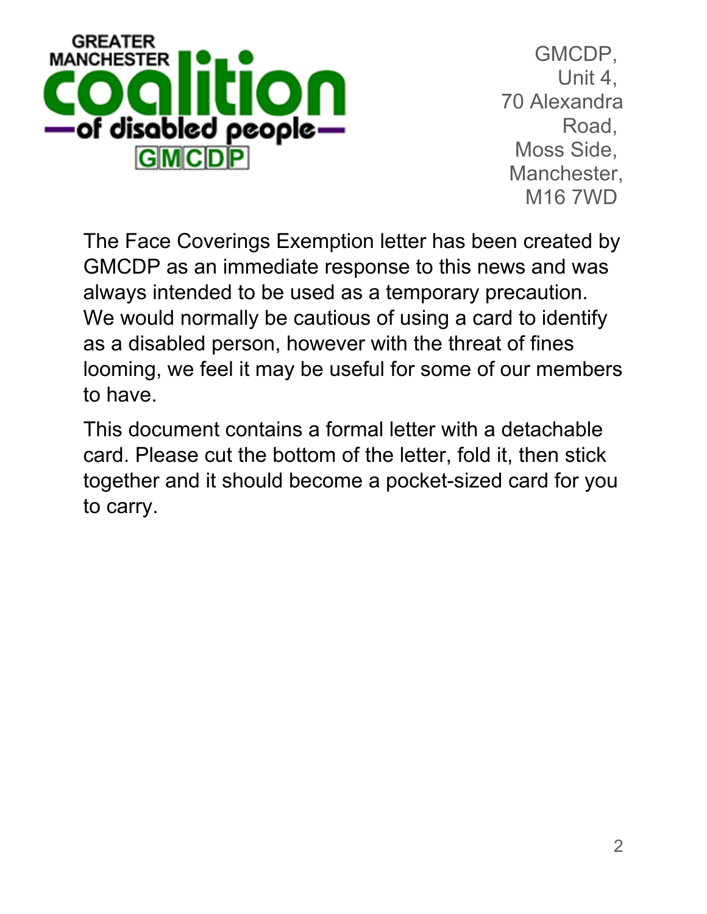GREATER MANCHESTER coalition of disabled people GMCDP

GMCDP,
Unit 4,
70 Alexandra Road,
Moss Side,
Manchester,
M16 7WD

The Face Coverings Exemption letter has been created by GMCDP as an immediate response to this news and was always intended to be used as a temporary precaution. We would normally be cautious of using a card to identify as a disabled person, however with the threat of fines looming, we feel it may be useful for some of our members to have.

This document contains a formal letter with a detachable card. Please cut the bottom of the letter, fold it, then stick together and it should become a pocket-sized card for you to carry.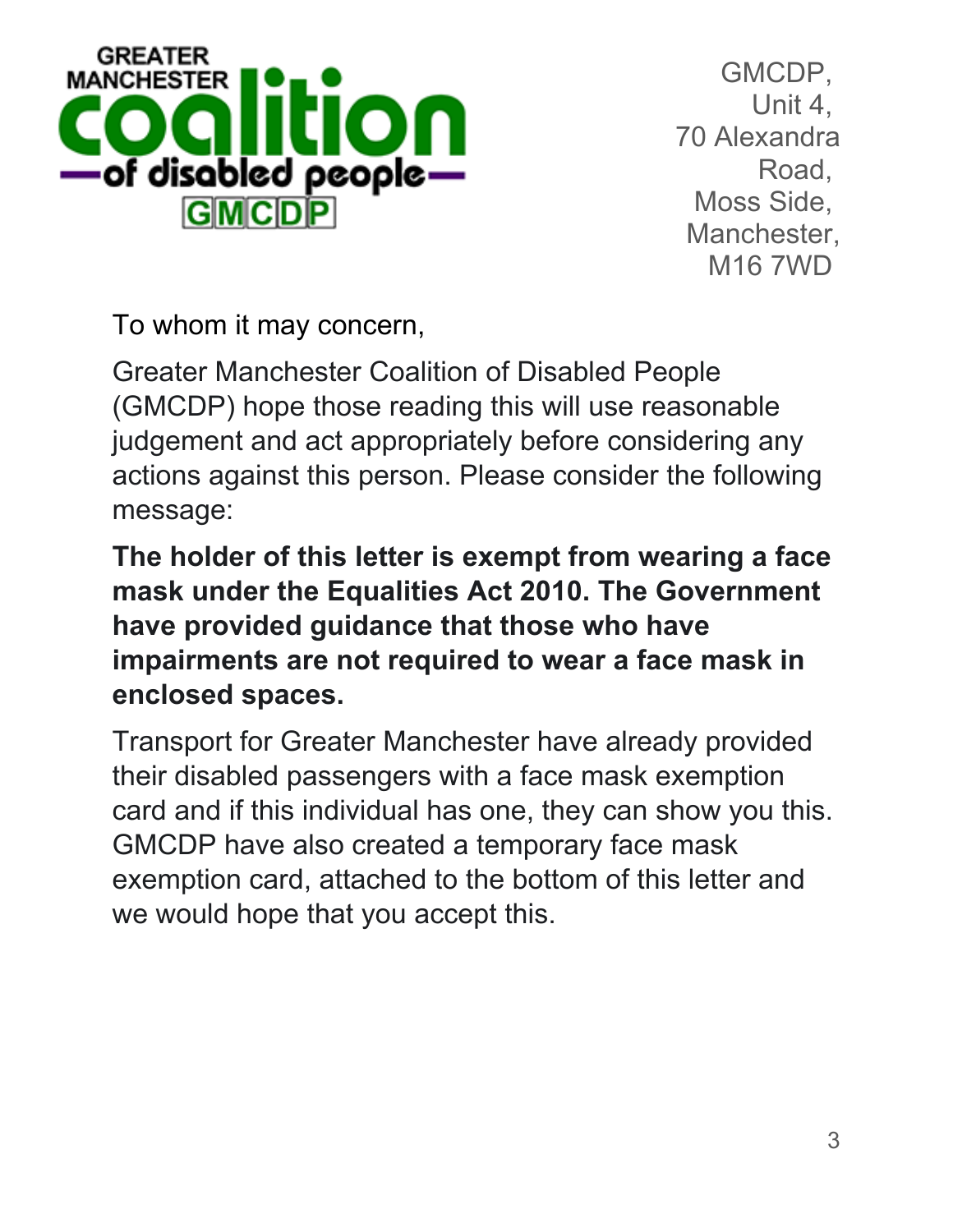GREATER MANCHESTER **coalition** —of disabled people— GMCDP

GMCDP,
Unit 4,
70 Alexandra Road,
Moss Side,
Manchester,
M16 7WD

To whom it may concern,

Greater Manchester Coalition of Disabled People (GMCDP) hope those reading this will use reasonable judgement and act appropriately before considering any actions against this person. Please consider the following message:

**The holder of this letter is exempt from wearing a face mask under the Equalities Act 2010. The Government have provided guidance that those who have impairments are not required to wear a face mask in enclosed spaces.**

Transport for Greater Manchester have already provided their disabled passengers with a face mask exemption card and if this individual has one, they can show you this. GMCDP have also created a temporary face mask exemption card, attached to the bottom of this letter and we would hope that you accept this.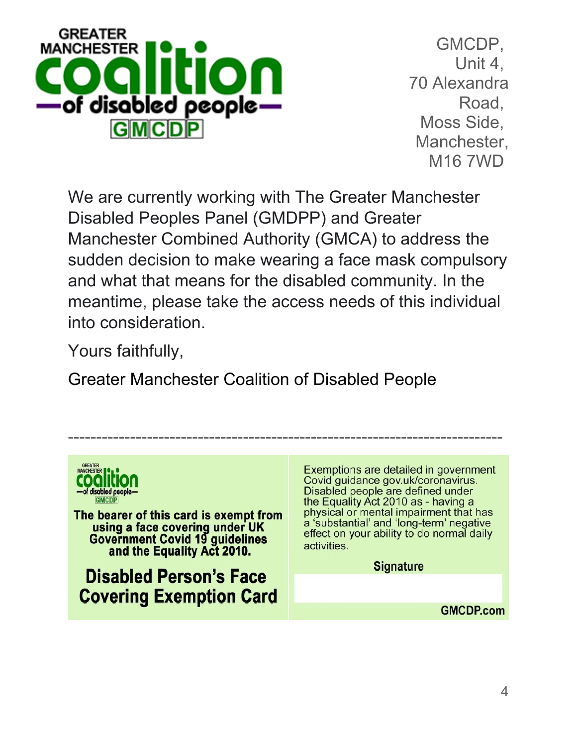GREATER MANCHESTER coalition of disabled people GMCDP

GMCDP,
Unit 4,
70 Alexandra Road,
Moss Side,
Manchester,
M16 7WD

We are currently working with The Greater Manchester Disabled Peoples Panel (GMDPP) and Greater Manchester Combined Authority (GMCA) to address the sudden decision to make wearing a face mask compulsory and what that means for the disabled community. In the meantime, please take the access needs of this individual into consideration.

Yours faithfully,

Greater Manchester Coalition of Disabled People

---

GREATER MANCHESTER coalition of disabled people GMCDP

**The bearer of this card is exempt from using a face covering under UK Government Covid 19 guidelines and the Equality Act 2010.**

**Disabled Person's Face Covering Exemption Card**

Exemptions are detailed in government Covid guidance gov.uk/coronavirus. Disabled people are defined under the Equality Act 2010 as - having a physical or mental impairment that has a 'substantial' and 'long-term' negative effect on your ability to do normal daily activities.

**Signature**

**GMCDP.com**